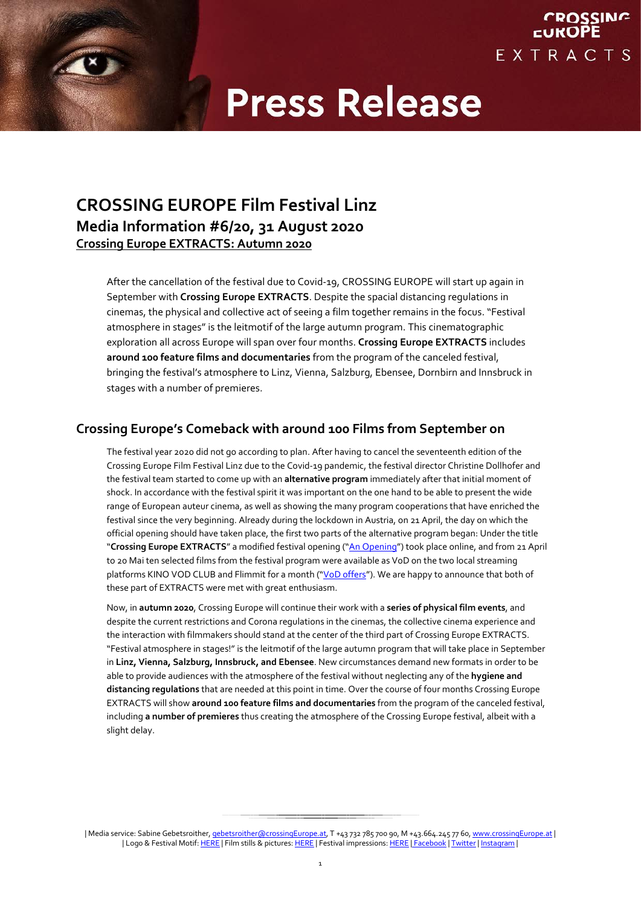# Press Release

## CROSSING EUROPE Film Festival Linz

### Media Information #6/20, 31 August 2020

**Crossing Europe EXTRACTS: Autumn 2020**

After the cancellation of the festival due to Covid-19, CROSSING EUROPE will start up again in September with **Crossing Europe EXTRACTS**. Despite the spacial distancing regulations in cinemas, the physical and collective act of seeing a film together remains in the focus. "Festival atmosphere in stages" is the leitmotif of the large autumn program. This cinematographic exploration all across Europe will span over four months. **Crossing Europe EXTRACTS** includes **around 100 feature films and documentaries** from the program of the canceled festival, bringing the festival's atmosphere to Linz, Vienna, Salzburg, Ebensee, Dornbirn and Innsbruck in stages with a number of premieres.

## Crossing Europe's Comeback with around 100 Films from September on

The festival year 2020 did not go according to plan. After having to cancel the seventeenth edition of the Crossing Europe Film Festival Linz due to the Covid-19 pandemic, the festival director Christine Dollhofer and the festival team started to come up with an **alternative program** immediately after that initial moment of shock. In accordance with the festival spirit it was important on the one hand to be able to present the wide range of European auteur cinema, as well as showing the many program cooperations that have enriched the festival since the very beginning. Already during the lockdown in Austria, on 21 April, the day on which the official opening should have taken place, the first two parts of the alternative program began: Under the title "**Crossing Europe EXTRACTS**" a modified festival opening ("An Opening") took place online, and from 21 April to 20 Mai ten selected films from the festival program were available as VoD on the two local streaming platforms KINO VOD CLUB and Flimmit for a month ("VoD offers"). We are happy to announce that both of these part of EXTRACTS were met with great enthusiasm.

Now, in **autumn 2020**, Crossing Europe will continue their work with a **series of physical film events**, and despite the current restrictions and Corona regulations in the cinemas, the collective cinema experience and the interaction with filmmakers should stand at the center of the third part of Crossing Europe EXTRACTS. "Festival atmosphere in stages!" is the leitmotif of the large autumn program that will take place in September in **Linz, Vienna, Salzburg, Innsbruck, and Ebensee**. New circumstances demand new formats in order to be able to provide audiences with the atmosphere of the festival without neglecting any of the **hygiene and distancing regulations** that are needed at this point in time. Over the course of four months Crossing Europe EXTRACTS will show **around 100 feature films and documentaries** from the program of the canceled festival, including **a number of premieres** thus creating the atmosphere of the Crossing Europe festival, albeit with a slight delay.

| Media service: Sabine Gebetsroither, gebetsroither@crossingEurope.at, T +43 732 785 700 90, M +43.664.245 77 60, www.crossingEurope.at |
| Logo & Festival Motif: HERE | Film stills & pictures: HERE | Festival impressions: HERE | Facebook | Twitter | Instagram |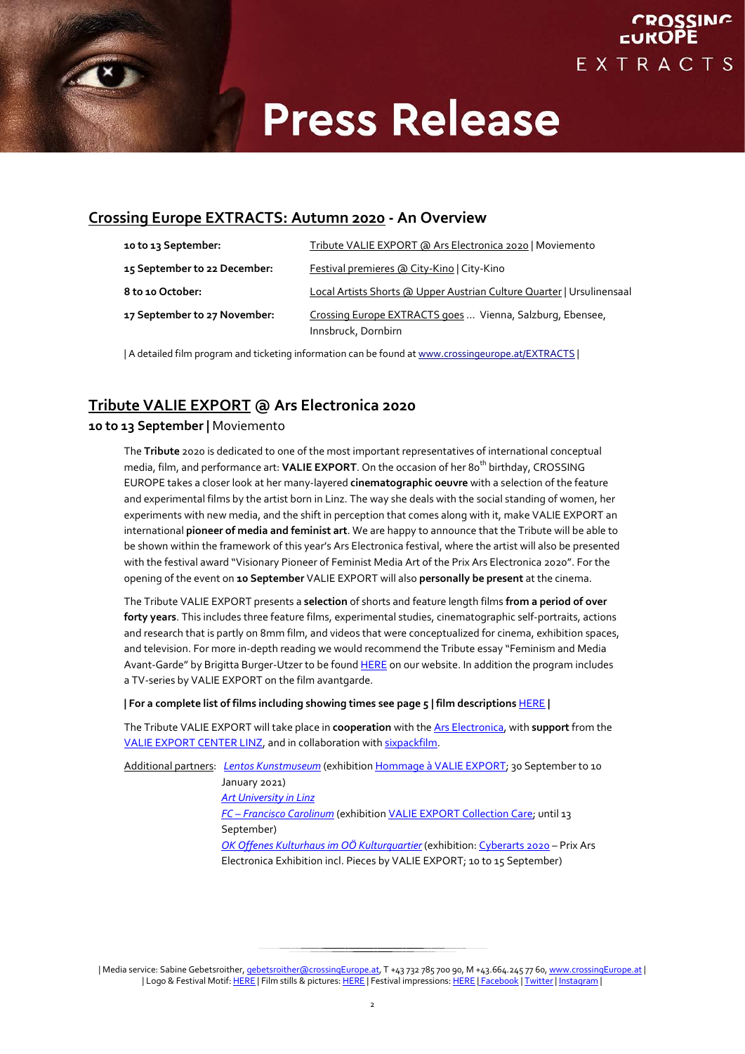# Press Release

## Crossing Europe EXTRACTS: Autumn 2020 - An Overview

| | |
|---|---|
| **10 to 13 September:** | Tribute VALIE EXPORT @ Ars Electronica 2020 \| Moviemento |
| **15 September to 22 December:** | Festival premieres @ City-Kino \| City-Kino |
| **8 to 10 October:** | Local Artists Shorts @ Upper Austrian Culture Quarter \| Ursulinensaal |
| **17 September to 27 November:** | Crossing Europe EXTRACTS goes … Vienna, Salzburg, Ebensee, Innsbruck, Dornbirn |

| A detailed film program and ticketing information can be found at www.crossingeurope.at/EXTRACTS |

## Tribute VALIE EXPORT @ Ars Electronica 2020

### 10 to 13 September | Moviemento

The **Tribute** 2020 is dedicated to one of the most important representatives of international conceptual media, film, and performance art: **VALIE EXPORT**. On the occasion of her 80th birthday, CROSSING EUROPE takes a closer look at her many-layered **cinematographic oeuvre** with a selection of the feature and experimental films by the artist born in Linz. The way she deals with the social standing of women, her experiments with new media, and the shift in perception that comes along with it, make VALIE EXPORT an international **pioneer of media and feminist art**. We are happy to announce that the Tribute will be able to be shown within the framework of this year's Ars Electronica festival, where the artist will also be presented with the festival award "Visionary Pioneer of Feminist Media Art of the Prix Ars Electronica 2020". For the opening of the event on **10 September** VALIE EXPORT will also **personally be present** at the cinema.

The Tribute VALIE EXPORT presents a **selection** of shorts and feature length films **from a period of over forty years**. This includes three feature films, experimental studies, cinematographic self-portraits, actions and research that is partly on 8mm film, and videos that were conceptualized for cinema, exhibition spaces, and television. For more in-depth reading we would recommend the Tribute essay "Feminism and Media Avant-Garde" by Brigitta Burger-Utzer to be found HERE on our website. In addition the program includes a TV-series by VALIE EXPORT on the film avantgarde.

**| For a complete list of films including showing times see page 5 | film descriptions HERE |**

The Tribute VALIE EXPORT will take place in **cooperation** with the Ars Electronica, with **support** from the VALIE EXPORT CENTER LINZ, and in collaboration with sixpackfilm.

Additional partners: *Lentos Kunstmuseum* (exhibition Hommage à VALIE EXPORT; 30 September to 10 January 2021)
*Art University in Linz*
*FC – Francisco Carolinum* (exhibition VALIE EXPORT Collection Care; until 13 September)
*OK Offenes Kulturhaus im OÖ Kulturquartier* (exhibition: Cyberarts 2020 – Prix Ars Electronica Exhibition incl. Pieces by VALIE EXPORT; 10 to 15 September)

| Media service: Sabine Gebetsroither, gebetsroither@crossingEurope.at, T +43 732 785 700 90, M +43.664.245 77 60, www.crossingEurope.at |
| Logo & Festival Motif: HERE | Film stills & pictures: HERE | Festival impressions: HERE | Facebook | Twitter | Instagram |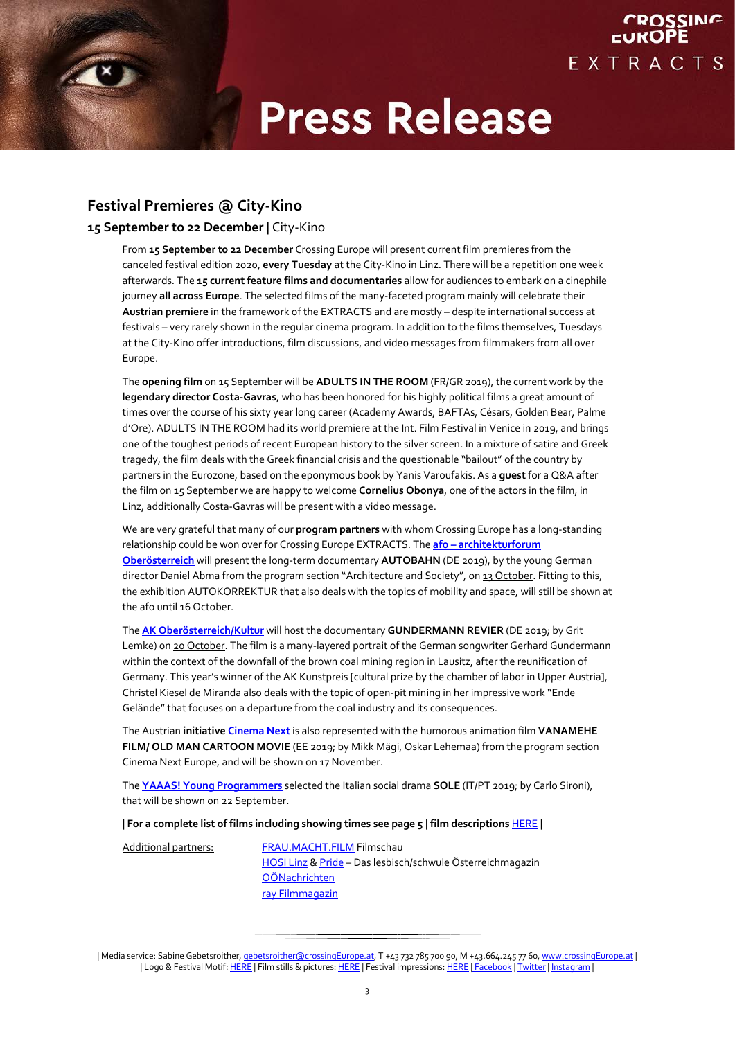## Festival Premieres @ City-Kino

### 15 September to 22 December | City-Kino

From **15 September to 22 December** Crossing Europe will present current film premieres from the canceled festival edition 2020, **every Tuesday** at the City-Kino in Linz. There will be a repetition one week afterwards. The **15 current feature films and documentaries** allow for audiences to embark on a cinephile journey **all across Europe**. The selected films of the many-faceted program mainly will celebrate their **Austrian premiere** in the framework of the EXTRACTS and are mostly – despite international success at festivals – very rarely shown in the regular cinema program. In addition to the films themselves, Tuesdays at the City-Kino offer introductions, film discussions, and video messages from filmmakers from all over Europe.

The **opening film** on 15 September will be **ADULTS IN THE ROOM** (FR/GR 2019), the current work by the **legendary director Costa-Gavras**, who has been honored for his highly political films a great amount of times over the course of his sixty year long career (Academy Awards, BAFTAs, Césars, Golden Bear, Palme d'Ore). ADULTS IN THE ROOM had its world premiere at the Int. Film Festival in Venice in 2019, and brings one of the toughest periods of recent European history to the silver screen. In a mixture of satire and Greek tragedy, the film deals with the Greek financial crisis and the questionable "bailout" of the country by partners in the Eurozone, based on the eponymous book by Yanis Varoufakis. As a **guest** for a Q&A after the film on 15 September we are happy to welcome **Cornelius Obonya**, one of the actors in the film, in Linz, additionally Costa-Gavras will be present with a video message.

We are very grateful that many of our **program partners** with whom Crossing Europe has a long-standing relationship could be won over for Crossing Europe EXTRACTS. The **afo – architekturforum Oberösterreich** will present the long-term documentary **AUTOBAHN** (DE 2019), by the young German director Daniel Abma from the program section "Architecture and Society", on 13 October. Fitting to this, the exhibition AUTOKORREKTUR that also deals with the topics of mobility and space, will still be shown at the afo until 16 October.

The **AK Oberösterreich/Kultur** will host the documentary **GUNDERMANN REVIER** (DE 2019; by Grit Lemke) on 20 October. The film is a many-layered portrait of the German songwriter Gerhard Gundermann within the context of the downfall of the brown coal mining region in Lausitz, after the reunification of Germany. This year's winner of the AK Kunstpreis [cultural prize by the chamber of labor in Upper Austria], Christel Kiesel de Miranda also deals with the topic of open-pit mining in her impressive work "Ende Gelände" that focuses on a departure from the coal industry and its consequences.

The Austrian **initiative Cinema Next** is also represented with the humorous animation film **VANAMEHE FILM/ OLD MAN CARTOON MOVIE** (EE 2019; by Mikk Mägi, Oskar Lehemaa) from the program section Cinema Next Europe, and will be shown on 17 November.

The **YAAAS! Young Programmers** selected the Italian social drama **SOLE** (IT/PT 2019; by Carlo Sironi), that will be shown on 22 September.

**| For a complete list of films including showing times see page 5 | film descriptions** HERE **|**

Additional partners:

- FRAU.MACHT.FILM Filmschau
- HOSI Linz & Pride – Das lesbisch/schwule Österreichmagazin
- OÖNachrichten
- ray Filmmagazin

| Media service: Sabine Gebetsroither, gebetsroither@crossingEurope.at, T +43 732 785 700 90, M +43.664.245 77 60, www.crossingEurope.at |
| Logo & Festival Motif: HERE | Film stills & pictures: HERE | Festival impressions: HERE | Facebook | Twitter | Instagram |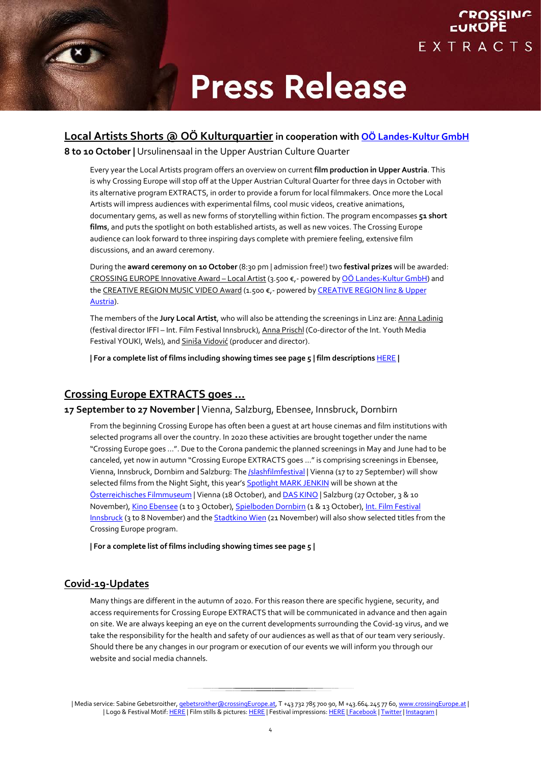# Press Release

## Local Artists Shorts @ OÖ Kulturquartier in cooperation with OÖ Landes-Kultur GmbH

**8 to 10 October |** Ursulinensaal in the Upper Austrian Culture Quarter

Every year the Local Artists program offers an overview on current **film production in Upper Austria**. This is why Crossing Europe will stop off at the Upper Austrian Cultural Quarter for three days in October with its alternative program EXTRACTS, in order to provide a forum for local filmmakers. Once more the Local Artists will impress audiences with experimental films, cool music videos, creative animations, documentary gems, as well as new forms of storytelling within fiction. The program encompasses **51 short films**, and puts the spotlight on both established artists, as well as new voices. The Crossing Europe audience can look forward to three inspiring days complete with premiere feeling, extensive film discussions, and an award ceremony.

During the **award ceremony on 10 October** (8:30 pm | admission free!) two **festival prizes** will be awarded: CROSSING EUROPE Innovative Award – Local Artist (3.500 €,- powered by OÖ Landes-Kultur GmbH) and the CREATIVE REGION MUSIC VIDEO Award (1.500 €,- powered by CREATIVE REGION linz & Upper Austria).

The members of the **Jury Local Artist**, who will also be attending the screenings in Linz are: Anna Ladinig (festival director IFFI – Int. Film Festival Innsbruck), Anna Prischl (Co-director of the Int. Youth Media Festival YOUKI, Wels), and Siniša Vidović (producer and director).

**| For a complete list of films including showing times see page 5 | film descriptions** HERE **|**

## Crossing Europe EXTRACTS goes …

**17 September to 27 November |** Vienna, Salzburg, Ebensee, Innsbruck, Dornbirn

From the beginning Crossing Europe has often been a guest at art house cinemas and film institutions with selected programs all over the country. In 2020 these activities are brought together under the name "Crossing Europe goes …". Due to the Corona pandemic the planned screenings in May and June had to be canceled, yet now in autumn "Crossing Europe EXTRACTS goes …" is comprising screenings in Ebensee, Vienna, Innsbruck, Dornbirn and Salzburg: The /slashfilmfestival | Vienna (17 to 27 September) will show selected films from the Night Sight, this year's Spotlight MARK JENKIN will be shown at the Österreichisches Filmmuseum | Vienna (18 October), and DAS KINO | Salzburg (27 October, 3 & 10 November), Kino Ebensee (1 to 3 October), Spielboden Dornbirn (1 & 13 October), Int. Film Festival Innsbruck (3 to 8 November) and the Stadtkino Wien (21 November) will also show selected titles from the Crossing Europe program.

**| For a complete list of films including showing times see page 5 |**

## Covid-19-Updates

Many things are different in the autumn of 2020. For this reason there are specific hygiene, security, and access requirements for Crossing Europe EXTRACTS that will be communicated in advance and then again on site. We are always keeping an eye on the current developments surrounding the Covid-19 virus, and we take the responsibility for the health and safety of our audiences as well as that of our team very seriously. Should there be any changes in our program or execution of our events we will inform you through our website and social media channels.

| Media service: Sabine Gebetsroither, gebetsroither@crossingEurope.at, T +43 732 785 700 90, M +43.664.245 77 60, www.crossingEurope.at |
| Logo & Festival Motif: HERE | Film stills & pictures: HERE | Festival impressions: HERE | Facebook | Twitter | Instagram |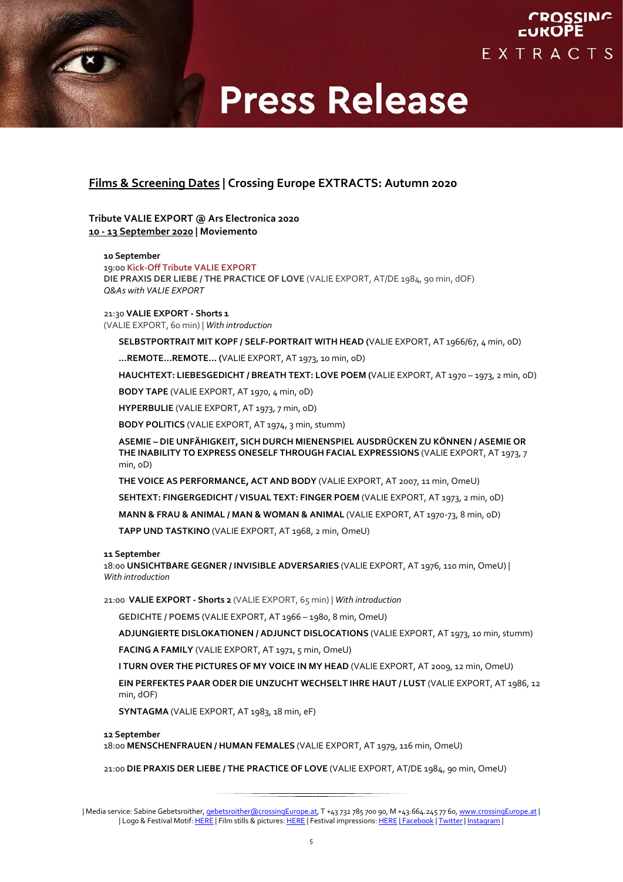# Press Release

## Films & Screening Dates | Crossing Europe EXTRACTS: Autumn 2020

### Tribute VALIE EXPORT @ Ars Electronica 2020
**10 - 13 September 2020 | Moviemento**

**10 September**
19:00 **Kick-Off Tribute VALIE EXPORT**
**DIE PRAXIS DER LIEBE / THE PRACTICE OF LOVE** (VALIE EXPORT, AT/DE 1984, 90 min, dOF)
*Q&As with VALIE EXPORT*

21:30 **VALIE EXPORT - Shorts 1**
(VALIE EXPORT, 60 min) | *With introduction*

- **SELBSTPORTRAIT MIT KOPF / SELF-PORTRAIT WITH HEAD** (VALIE EXPORT, AT 1966/67, 4 min, oD)
- **...REMOTE...REMOTE...** (VALIE EXPORT, AT 1973, 10 min, oD)
- **HAUCHTEXT: LIEBESGEDICHT / BREATH TEXT: LOVE POEM** (VALIE EXPORT, AT 1970 – 1973, 2 min, oD)
- **BODY TAPE** (VALIE EXPORT, AT 1970, 4 min, oD)
- **HYPERBULIE** (VALIE EXPORT, AT 1973, 7 min, oD)
- **BODY POLITICS** (VALIE EXPORT, AT 1974, 3 min, stumm)
- **ASEMIE – DIE UNFÄHIGKEIT, SICH DURCH MIENENSPIEL AUSDRÜCKEN ZU KÖNNEN / ASEMIE OR THE INABILITY TO EXPRESS ONESELF THROUGH FACIAL EXPRESSIONS** (VALIE EXPORT, AT 1973, 7 min, oD)
- **THE VOICE AS PERFORMANCE, ACT AND BODY** (VALIE EXPORT, AT 2007, 11 min, OmeU)
- **SEHTEXT: FINGERGEDICHT / VISUAL TEXT: FINGER POEM** (VALIE EXPORT, AT 1973, 2 min, oD)
- **MANN & FRAU & ANIMAL / MAN & WOMAN & ANIMAL** (VALIE EXPORT, AT 1970-73, 8 min, oD)
- **TAPP UND TASTKINO** (VALIE EXPORT, AT 1968, 2 min, OmeU)

**11 September**
18:00 **UNSICHTBARE GEGNER / INVISIBLE ADVERSARIES** (VALIE EXPORT, AT 1976, 110 min, OmeU) | *With introduction*

21:00 **VALIE EXPORT - Shorts 2** (VALIE EXPORT, 65 min) | *With introduction*

- **GEDICHTE / POEMS** (VALIE EXPORT, AT 1966 – 1980, 8 min, OmeU)
- **ADJUNGIERTE DISLOKATIONEN / ADJUNCT DISLOCATIONS** (VALIE EXPORT, AT 1973, 10 min, stumm)
- **FACING A FAMILY** (VALIE EXPORT, AT 1971, 5 min, OmeU)
- **I TURN OVER THE PICTURES OF MY VOICE IN MY HEAD** (VALIE EXPORT, AT 2009, 12 min, OmeU)
- **EIN PERFEKTES PAAR ODER DIE UNZUCHT WECHSELT IHRE HAUT / LUST** (VALIE EXPORT, AT 1986, 12 min, dOF)
- **SYNTAGMA** (VALIE EXPORT, AT 1983, 18 min, eF)

**12 September**
18:00 **MENSCHENFRAUEN / HUMAN FEMALES** (VALIE EXPORT, AT 1979, 116 min, OmeU)

21:00 **DIE PRAXIS DER LIEBE / THE PRACTICE OF LOVE** (VALIE EXPORT, AT/DE 1984, 90 min, OmeU)

| Media service: Sabine Gebetsroither, gebetsroither@crossingEurope.at, T +43 732 785 700 90, M +43.664.245 77 60, www.crossingEurope.at |
| Logo & Festival Motif: HERE | Film stills & pictures: HERE | Festival impressions: HERE | Facebook | Twitter | Instagram |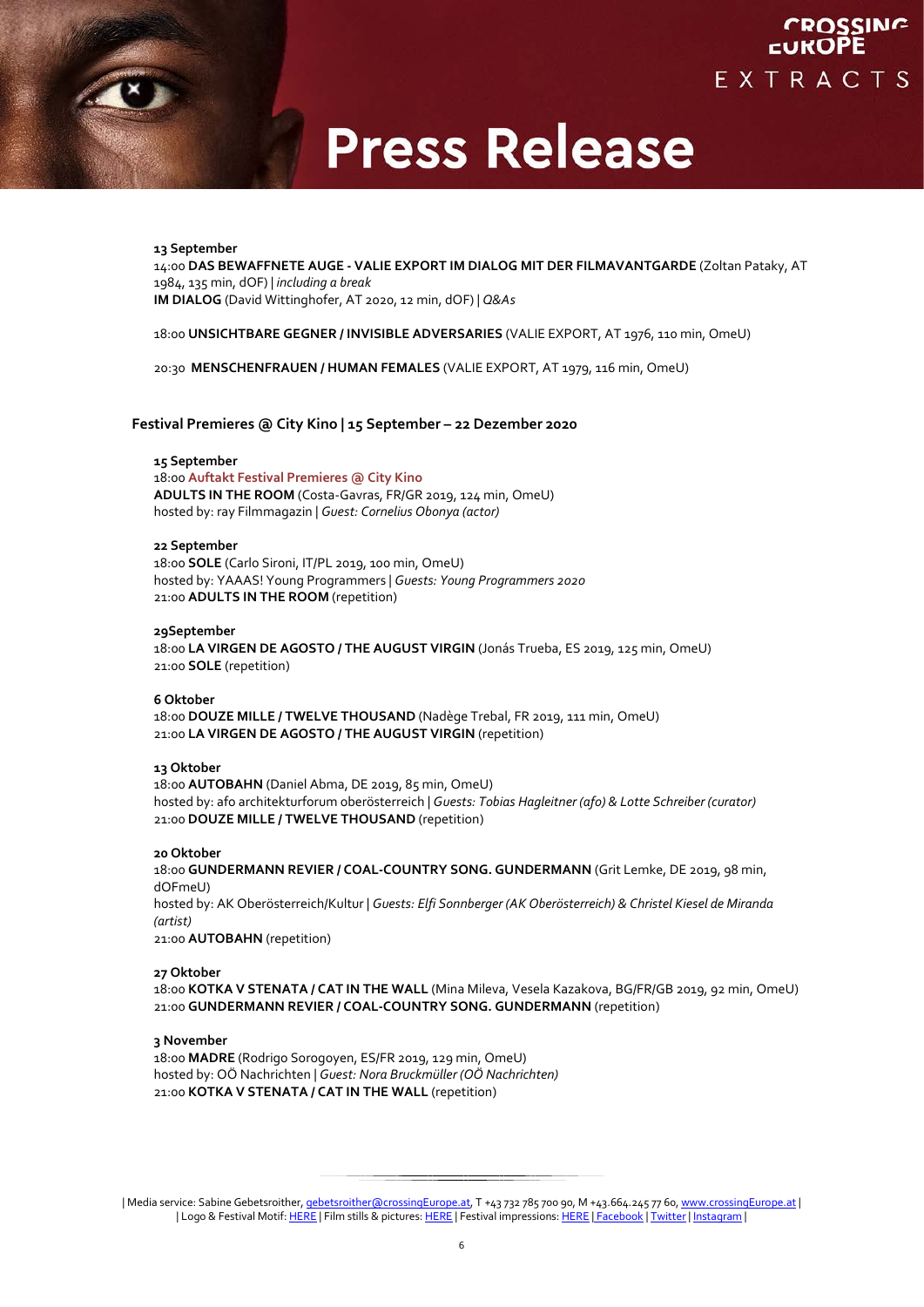**13 September**
14:00 **DAS BEWAFFNETE AUGE - VALIE EXPORT IM DIALOG MIT DER FILMAVANTGARDE** (Zoltan Pataky, AT 1984, 135 min, dOF) | *including a break*
**IM DIALOG** (David Wittinghofer, AT 2020, 12 min, dOF) | *Q&As*

18:00 **UNSICHTBARE GEGNER / INVISIBLE ADVERSARIES** (VALIE EXPORT, AT 1976, 110 min, OmeU)

20:30 **MENSCHENFRAUEN / HUMAN FEMALES** (VALIE EXPORT, AT 1979, 116 min, OmeU)

## Festival Premieres @ City Kino | 15 September – 22 Dezember 2020

**15 September**
18:00 **Auftakt Festival Premieres @ City Kino**
**ADULTS IN THE ROOM** (Costa-Gavras, FR/GR 2019, 124 min, OmeU)
hosted by: ray Filmmagazin | *Guest: Cornelius Obonya (actor)*

**22 September**
18:00 **SOLE** (Carlo Sironi, IT/PL 2019, 100 min, OmeU)
hosted by: YAAAS! Young Programmers | *Guests: Young Programmers 2020*
21:00 **ADULTS IN THE ROOM** (repetition)

**29September**
18:00 **LA VIRGEN DE AGOSTO / THE AUGUST VIRGIN** (Jonás Trueba, ES 2019, 125 min, OmeU)
21:00 **SOLE** (repetition)

**6 Oktober**
18:00 **DOUZE MILLE / TWELVE THOUSAND** (Nadège Trebal, FR 2019, 111 min, OmeU)
21:00 **LA VIRGEN DE AGOSTO / THE AUGUST VIRGIN** (repetition)

**13 Oktober**
18:00 **AUTOBAHN** (Daniel Abma, DE 2019, 85 min, OmeU)
hosted by: afo architekturforum oberösterreich | *Guests: Tobias Hagleitner (afo) & Lotte Schreiber (curator)*
21:00 **DOUZE MILLE / TWELVE THOUSAND** (repetition)

**20 Oktober**
18:00 **GUNDERMANN REVIER / COAL-COUNTRY SONG. GUNDERMANN** (Grit Lemke, DE 2019, 98 min, dOFmeU)
hosted by: AK Oberösterreich/Kultur | *Guests: Elfi Sonnberger (AK Oberösterreich) & Christel Kiesel de Miranda (artist)*
21:00 **AUTOBAHN** (repetition)

**27 Oktober**
18:00 **KOTKA V STENATA / CAT IN THE WALL** (Mina Mileva, Vesela Kazakova, BG/FR/GB 2019, 92 min, OmeU)
21:00 **GUNDERMANN REVIER / COAL-COUNTRY SONG. GUNDERMANN** (repetition)

**3 November**
18:00 **MADRE** (Rodrigo Sorogoyen, ES/FR 2019, 129 min, OmeU)
hosted by: OÖ Nachrichten | *Guest: Nora Bruckmüller (OÖ Nachrichten)*
21:00 **KOTKA V STENATA / CAT IN THE WALL** (repetition)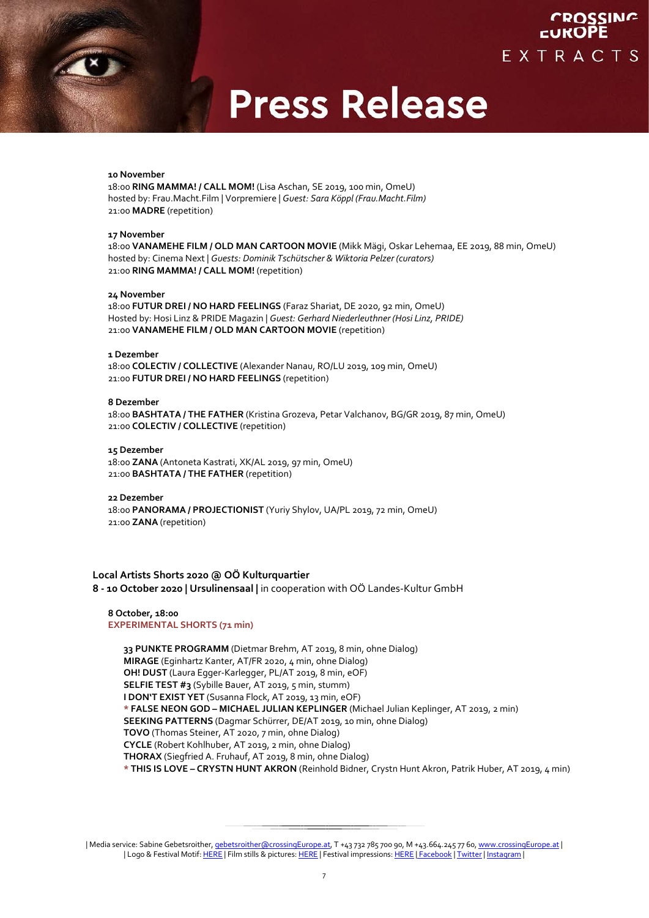**10 November**
18:00 **RING MAMMA! / CALL MOM!** (Lisa Aschan, SE 2019, 100 min, OmeU)
hosted by: Frau.Macht.Film | Vorpremiere | *Guest: Sara Köppl (Frau.Macht.Film)*
21:00 **MADRE** (repetition)

**17 November**
18:00 **VANAMEHE FILM / OLD MAN CARTOON MOVIE** (Mikk Mägi, Oskar Lehemaa, EE 2019, 88 min, OmeU)
hosted by: Cinema Next | *Guests: Dominik Tschütscher & Wiktoria Pelzer (curators)*
21:00 **RING MAMMA! / CALL MOM!** (repetition)

**24 November**
18:00 **FUTUR DREI / NO HARD FEELINGS** (Faraz Shariat, DE 2020, 92 min, OmeU)
Hosted by: Hosi Linz & PRIDE Magazin | *Guest: Gerhard Niederleuthner (Hosi Linz, PRIDE)*
21:00 **VANAMEHE FILM / OLD MAN CARTOON MOVIE** (repetition)

**1 Dezember**
18:00 **COLECTIV / COLLECTIVE** (Alexander Nanau, RO/LU 2019, 109 min, OmeU)
21:00 **FUTUR DREI / NO HARD FEELINGS** (repetition)

**8 Dezember**
18:00 **BASHTATA / THE FATHER** (Kristina Grozeva, Petar Valchanov, BG/GR 2019, 87 min, OmeU)
21:00 **COLECTIV / COLLECTIVE** (repetition)

**15 Dezember**
18:00 **ZANA** (Antoneta Kastrati, XK/AL 2019, 97 min, OmeU)
21:00 **BASHTATA / THE FATHER** (repetition)

**22 Dezember**
18:00 **PANORAMA / PROJECTIONIST** (Yuriy Shylov, UA/PL 2019, 72 min, OmeU)
21:00 **ZANA** (repetition)

**Local Artists Shorts 2020 @ OÖ Kulturquartier**
**8 - 10 October 2020 | Ursulinensaal |** in cooperation with OÖ Landes-Kultur GmbH

**8 October, 18:00**
**EXPERIMENTAL SHORTS (71 min)**

**33 PUNKTE PROGRAMM** (Dietmar Brehm, AT 2019, 8 min, ohne Dialog)
**MIRAGE** (Eginhartz Kanter, AT/FR 2020, 4 min, ohne Dialog)
**OH! DUST** (Laura Egger-Karlegger, PL/AT 2019, 8 min, eOF)
**SELFIE TEST #3** (Sybille Bauer, AT 2019, 5 min, stumm)
**I DON'T EXIST YET** (Susanna Flock, AT 2019, 13 min, eOF)
* **FALSE NEON GOD – MICHAEL JULIAN KEPLINGER** (Michael Julian Keplinger, AT 2019, 2 min)
**SEEKING PATTERNS** (Dagmar Schürrer, DE/AT 2019, 10 min, ohne Dialog)
**TOVO** (Thomas Steiner, AT 2020, 7 min, ohne Dialog)
**CYCLE** (Robert Kohlhuber, AT 2019, 2 min, ohne Dialog)
**THORAX** (Siegfried A. Fruhauf, AT 2019, 8 min, ohne Dialog)
* **THIS IS LOVE – CRYSTN HUNT AKRON** (Reinhold Bidner, Crystn Hunt Akron, Patrik Huber, AT 2019, 4 min)

| Media service: Sabine Gebetsroither, gebetsroither@crossingEurope.at, T +43 732 785 700 90, M +43.664.245 77 60, www.crossingEurope.at |
| Logo & Festival Motif: HERE | Film stills & pictures: HERE | Festival impressions: HERE | Facebook | Twitter | Instagram |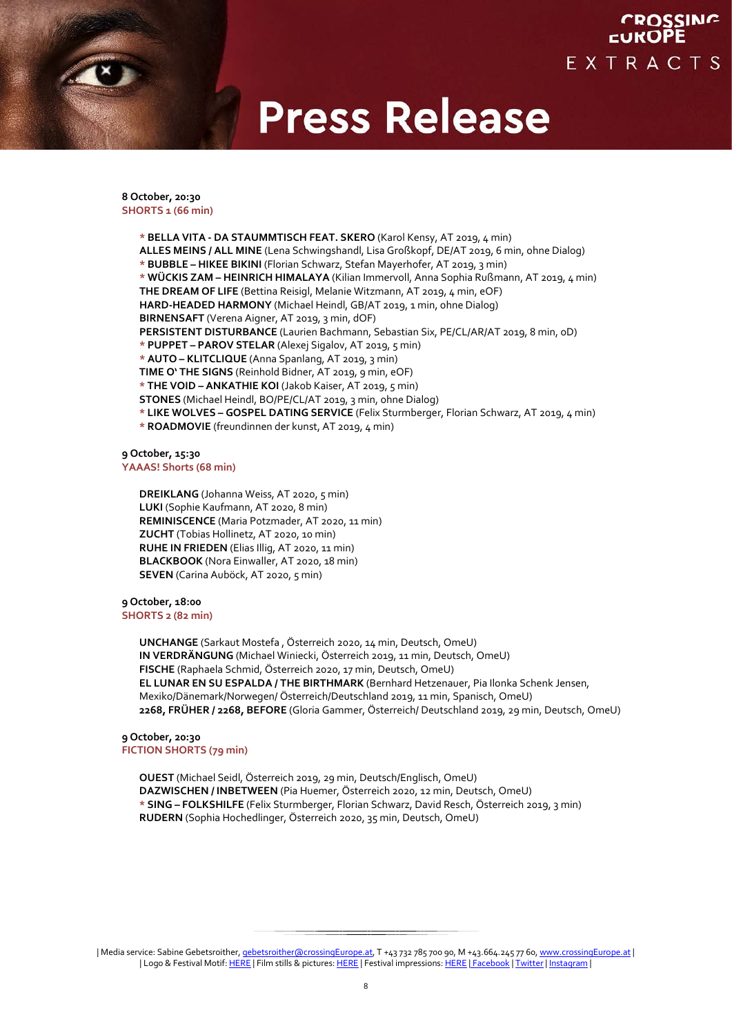# Press Release

**8 October, 20:30**
**SHORTS 1 (66 min)**

* **BELLA VITA - DA STAUMMTISCH FEAT. SKERO** (Karol Kensy, AT 2019, 4 min)
**ALLES MEINS / ALL MINE** (Lena Schwingshandl, Lisa Großkopf, DE/AT 2019, 6 min, ohne Dialog)
* **BUBBLE – HIKEE BIKINI** (Florian Schwarz, Stefan Mayerhofer, AT 2019, 3 min)
* **WÜCKIS ZAM – HEINRICH HIMALAYA** (Kilian Immervoll, Anna Sophia Rußmann, AT 2019, 4 min)
**THE DREAM OF LIFE** (Bettina Reisigl, Melanie Witzmann, AT 2019, 4 min, eOF)
**HARD-HEADED HARMONY** (Michael Heindl, GB/AT 2019, 1 min, ohne Dialog)
**BIRNENSAFT** (Verena Aigner, AT 2019, 3 min, dOF)
**PERSISTENT DISTURBANCE** (Laurien Bachmann, Sebastian Six, PE/CL/AR/AT 2019, 8 min, oD)
* **PUPPET – PAROV STELAR** (Alexej Sigalov, AT 2019, 5 min)
* **AUTO – KLITCLIQUE** (Anna Spanlang, AT 2019, 3 min)
**TIME O' THE SIGNS** (Reinhold Bidner, AT 2019, 9 min, eOF)
* **THE VOID – ANKATHIE KOI** (Jakob Kaiser, AT 2019, 5 min)
**STONES** (Michael Heindl, BO/PE/CL/AT 2019, 3 min, ohne Dialog)
* **LIKE WOLVES – GOSPEL DATING SERVICE** (Felix Sturmberger, Florian Schwarz, AT 2019, 4 min)
* **ROADMOVIE** (freundinnen der kunst, AT 2019, 4 min)

**9 October, 15:30**
**YAAAS! Shorts (68 min)**

**DREIKLANG** (Johanna Weiss, AT 2020, 5 min)
**LUKI** (Sophie Kaufmann, AT 2020, 8 min)
**REMINISCENCE** (Maria Potzmader, AT 2020, 11 min)
**ZUCHT** (Tobias Hollinetz, AT 2020, 10 min)
**RUHE IN FRIEDEN** (Elias Illig, AT 2020, 11 min)
**BLACKBOOK** (Nora Einwaller, AT 2020, 18 min)
**SEVEN** (Carina Auböck, AT 2020, 5 min)

**9 October, 18:00**
**SHORTS 2 (82 min)**

**UNCHANGE** (Sarkaut Mostefa , Österreich 2020, 14 min, Deutsch, OmeU)
**IN VERDRÄNGUNG** (Michael Winiecki, Österreich 2019, 11 min, Deutsch, OmeU)
**FISCHE** (Raphaela Schmid, Österreich 2020, 17 min, Deutsch, OmeU)
**EL LUNAR EN SU ESPALDA / THE BIRTHMARK** (Bernhard Hetzenauer, Pia Ilonka Schenk Jensen, Mexiko/Dänemark/Norwegen/ Österreich/Deutschland 2019, 11 min, Spanisch, OmeU)
**2268, FRÜHER / 2268, BEFORE** (Gloria Gammer, Österreich/ Deutschland 2019, 29 min, Deutsch, OmeU)

**9 October, 20:30**
**FICTION SHORTS (79 min)**

**OUEST** (Michael Seidl, Österreich 2019, 29 min, Deutsch/Englisch, OmeU)
**DAZWISCHEN / INBETWEEN** (Pia Huemer, Österreich 2020, 12 min, Deutsch, OmeU)
* **SING – FOLKSHILFE** (Felix Sturmberger, Florian Schwarz, David Resch, Österreich 2019, 3 min)
**RUDERN** (Sophia Hochedlinger, Österreich 2020, 35 min, Deutsch, OmeU)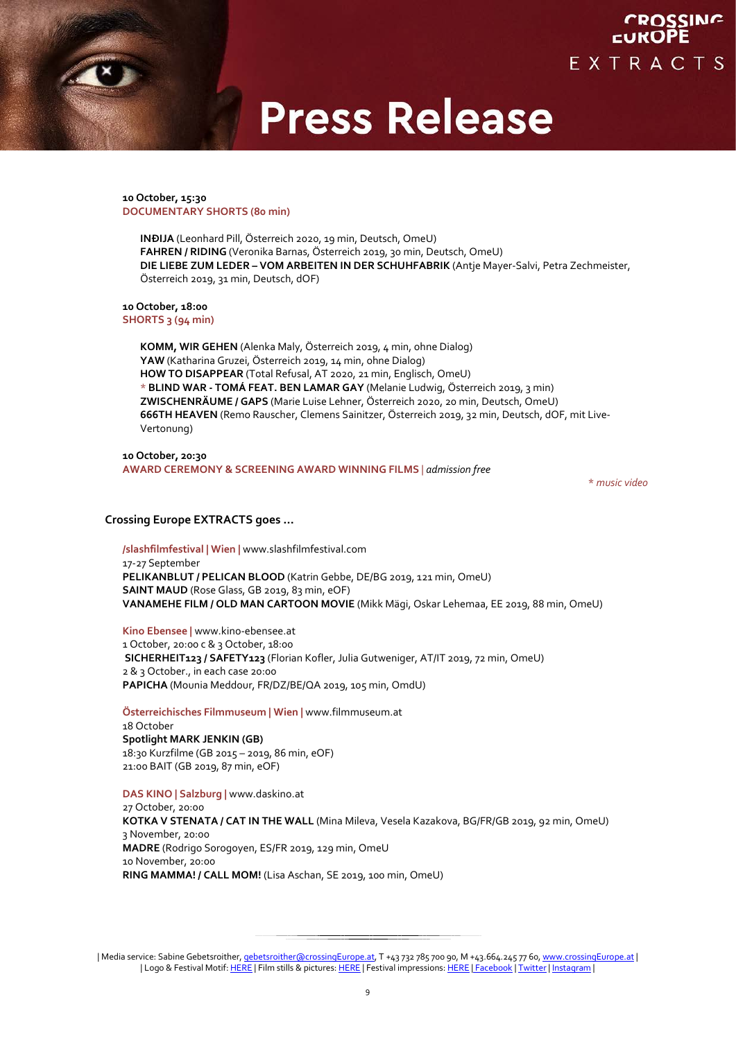**10 October, 15:30**
**DOCUMENTARY SHORTS (80 min)**

**INĐIJA** (Leonhard Pill, Österreich 2020, 19 min, Deutsch, OmeU)
**FAHREN / RIDING** (Veronika Barnas, Österreich 2019, 30 min, Deutsch, OmeU)
**DIE LIEBE ZUM LEDER – VOM ARBEITEN IN DER SCHUHFABRIK** (Antje Mayer-Salvi, Petra Zechmeister, Österreich 2019, 31 min, Deutsch, dOF)

**10 October, 18:00**
**SHORTS 3 (94 min)**

**KOMM, WIR GEHEN** (Alenka Maly, Österreich 2019, 4 min, ohne Dialog)
**YAW** (Katharina Gruzei, Österreich 2019, 14 min, ohne Dialog)
**HOW TO DISAPPEAR** (Total Refusal, AT 2020, 21 min, Englisch, OmeU)
* **BLIND WAR - TOMÁ FEAT. BEN LAMAR GAY** (Melanie Ludwig, Österreich 2019, 3 min)
**ZWISCHENRÄUME / GAPS** (Marie Luise Lehner, Österreich 2020, 20 min, Deutsch, OmeU)
**666TH HEAVEN** (Remo Rauscher, Clemens Sainitzer, Österreich 2019, 32 min, Deutsch, dOF, mit Live-Vertonung)

**10 October, 20:30**
**AWARD CEREMONY & SCREENING AWARD WINNING FILMS** | *admission free*

*\* music video*

### Crossing Europe EXTRACTS goes …

**/slashfilmfestival | Wien |** www.slashfilmfestival.com
17-27 September
**PELIKANBLUT / PELICAN BLOOD** (Katrin Gebbe, DE/BG 2019, 121 min, OmeU)
**SAINT MAUD** (Rose Glass, GB 2019, 83 min, eOF)
**VANAMEHE FILM / OLD MAN CARTOON MOVIE** (Mikk Mägi, Oskar Lehemaa, EE 2019, 88 min, OmeU)

**Kino Ebensee |** www.kino-ebensee.at
1 October, 20:00 c & 3 October, 18:00
**SICHERHEIT123 / SAFETY123** (Florian Kofler, Julia Gutweniger, AT/IT 2019, 72 min, OmeU)
2 & 3 October., in each case 20:00
**PAPICHA** (Mounia Meddour, FR/DZ/BE/QA 2019, 105 min, OmdU)

**Österreichisches Filmmuseum | Wien |** www.filmmuseum.at
18 October
**Spotlight MARK JENKIN (GB)**
18:30 Kurzfilme (GB 2015 – 2019, 86 min, eOF)
21:00 BAIT (GB 2019, 87 min, eOF)

**DAS KINO | Salzburg |** www.daskino.at
27 October, 20:00
**KOTKA V STENATA / CAT IN THE WALL** (Mina Mileva, Vesela Kazakova, BG/FR/GB 2019, 92 min, OmeU)
3 November, 20:00
**MADRE** (Rodrigo Sorogoyen, ES/FR 2019, 129 min, OmeU
10 November, 20:00
**RING MAMMA! / CALL MOM!** (Lisa Aschan, SE 2019, 100 min, OmeU)

| Media service: Sabine Gebetsroither, gebetsroither@crossingEurope.at, T +43 732 785 700 90, M +43.664.245 77 60, www.crossingEurope.at |
| Logo & Festival Motif: HERE | Film stills & pictures: HERE | Festival impressions: HERE | Facebook | Twitter | Instagram |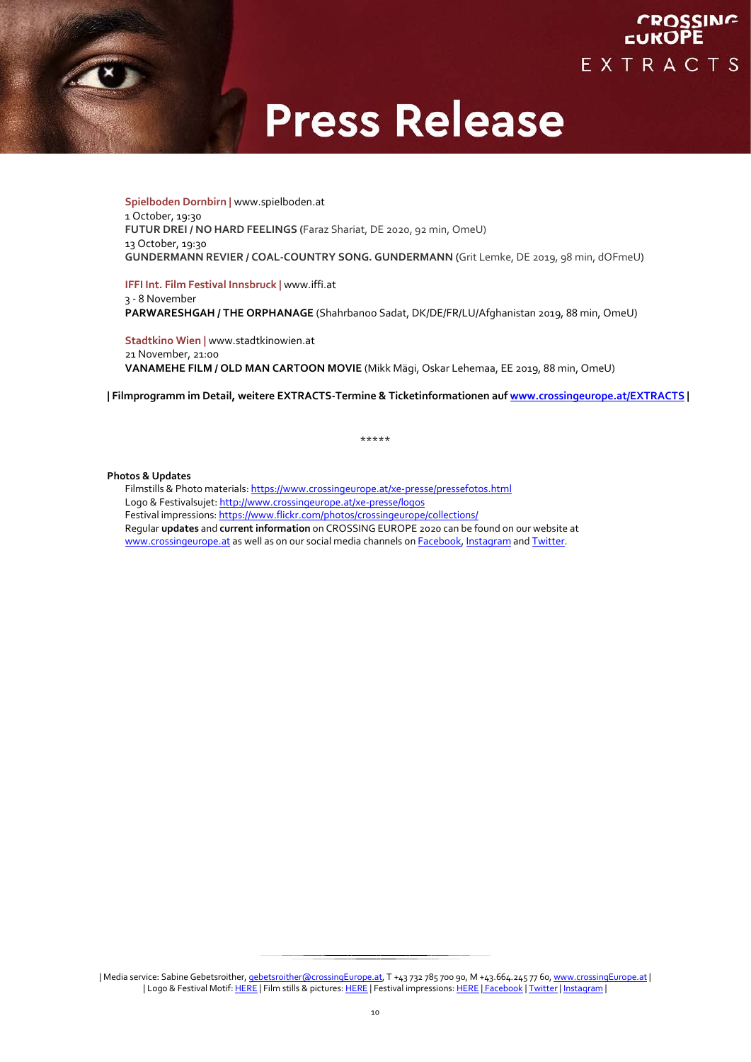**Spielboden Dornbirn |** www.spielboden.at
1 October, 19:30
**FUTUR DREI / NO HARD FEELINGS** (Faraz Shariat, DE 2020, 92 min, OmeU)
13 October, 19:30
**GUNDERMANN REVIER / COAL-COUNTRY SONG. GUNDERMANN** (Grit Lemke, DE 2019, 98 min, dOFmeU)

**IFFI Int. Film Festival Innsbruck |** www.iffi.at
3 - 8 November
**PARWARESHGAH / THE ORPHANAGE** (Shahrbanoo Sadat, DK/DE/FR/LU/Afghanistan 2019, 88 min, OmeU)

**Stadtkino Wien |** www.stadtkinowien.at
21 November, 21:00
**VANAMEHE FILM / OLD MAN CARTOON MOVIE** (Mikk Mägi, Oskar Lehemaa, EE 2019, 88 min, OmeU)

**| Filmprogramm im Detail, weitere EXTRACTS-Termine & Ticketinformationen auf www.crossingeurope.at/EXTRACTS |**

*****

**Photos & Updates**

Filmstills & Photo materials: https://www.crossingeurope.at/xe-presse/pressefotos.html
Logo & Festivalsujet: http://www.crossingeurope.at/xe-presse/logos
Festival impressions: https://www.flickr.com/photos/crossingeurope/collections/
Regular **updates** and **current information** on CROSSING EUROPE 2020 can be found on our website at www.crossingeurope.at as well as on our social media channels on Facebook, Instagram and Twitter.